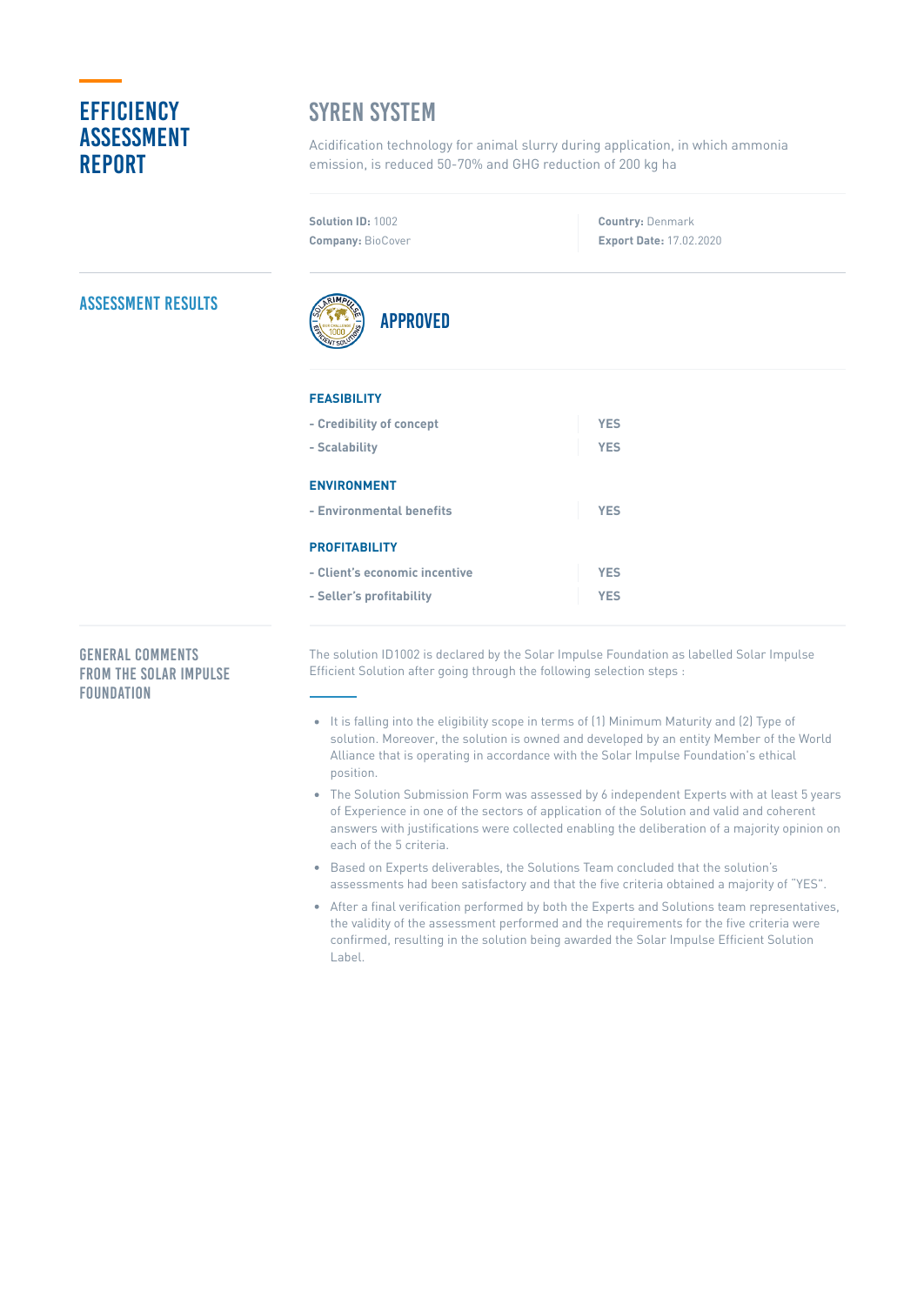# EFFICIENCY ASSESSMENT REPORT

## SYREN SYSTEM

Acidification technology for animal slurry during application, in which ammonia emission, is reduced 50-70% and GHG reduction of 200 kg ha

**Solution ID:** 1002
**Company:** BioCover

**Country:** Denmark
**Export Date:** 17.02.2020

## ASSESSMENT RESULTS

### APPROVED

| | |
|---|---|
| **FEASIBILITY** | |
| - Credibility of concept | YES |
| - Scalability | YES |
| **ENVIRONMENT** | |
| - Environmental benefits | YES |
| **PROFITABILITY** | |
| - Client's economic incentive | YES |
| - Seller's profitability | YES |

## GENERAL COMMENTS FROM THE SOLAR IMPULSE FOUNDATION

The solution ID1002 is declared by the Solar Impulse Foundation as labelled Solar Impulse Efficient Solution after going through the following selection steps :

- It is falling into the eligibility scope in terms of (1) Minimum Maturity and (2) Type of solution. Moreover, the solution is owned and developed by an entity Member of the World Alliance that is operating in accordance with the Solar Impulse Foundation's ethical position.
- The Solution Submission Form was assessed by 6 independent Experts with at least 5 years of Experience in one of the sectors of application of the Solution and valid and coherent answers with justifications were collected enabling the deliberation of a majority opinion on each of the 5 criteria.
- Based on Experts deliverables, the Solutions Team concluded that the solution's assessments had been satisfactory and that the five criteria obtained a majority of "YES".
- After a final verification performed by both the Experts and Solutions team representatives, the validity of the assessment performed and the requirements for the five criteria were confirmed, resulting in the solution being awarded the Solar Impulse Efficient Solution Label.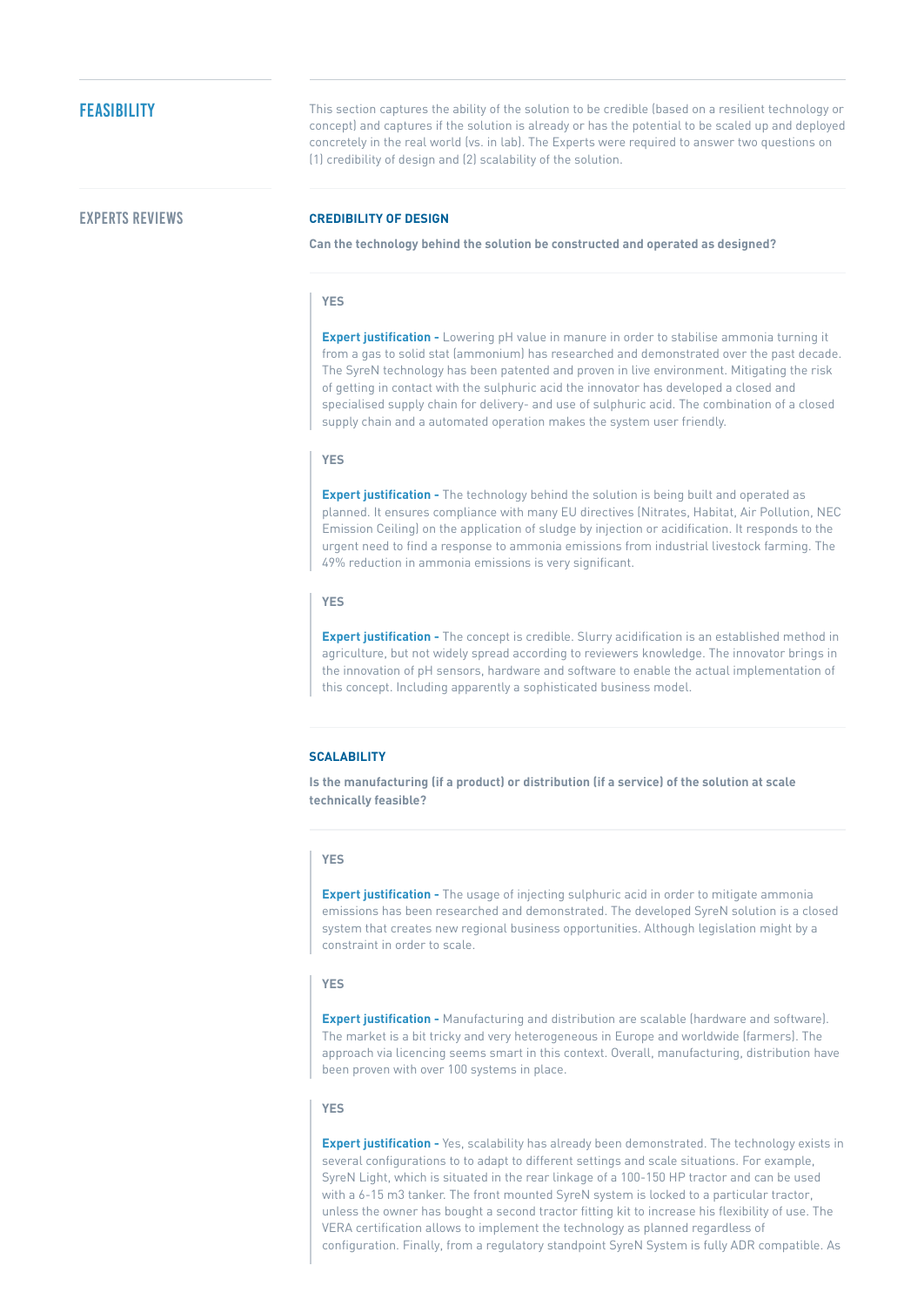## FEASIBILITY

This section captures the ability of the solution to be credible (based on a resilient technology or concept) and captures if the solution is already or has the potential to be scaled up and deployed concretely in the real world (vs. in lab). The Experts were required to answer two questions on (1) credibility of design and (2) scalability of the solution.

## EXPERTS REVIEWS

### CREDIBILITY OF DESIGN

**Can the technology behind the solution be constructed and operated as designed?**

**YES**

**Expert justification -** Lowering pH value in manure in order to stabilise ammonia turning it from a gas to solid stat (ammonium) has researched and demonstrated over the past decade. The SyreN technology has been patented and proven in live environment. Mitigating the risk of getting in contact with the sulphuric acid the innovator has developed a closed and specialised supply chain for delivery- and use of sulphuric acid. The combination of a closed supply chain and a automated operation makes the system user friendly.

**YES**

**Expert justification -** The technology behind the solution is being built and operated as planned. It ensures compliance with many EU directives (Nitrates, Habitat, Air Pollution, NEC Emission Ceiling) on the application of sludge by injection or acidification. It responds to the urgent need to find a response to ammonia emissions from industrial livestock farming. The 49% reduction in ammonia emissions is very significant.

**YES**

**Expert justification -** The concept is credible. Slurry acidification is an established method in agriculture, but not widely spread according to reviewers knowledge. The innovator brings in the innovation of pH sensors, hardware and software to enable the actual implementation of this concept. Including apparently a sophisticated business model.

### SCALABILITY

**Is the manufacturing (if a product) or distribution (if a service) of the solution at scale technically feasible?**

**YES**

**Expert justification -** The usage of injecting sulphuric acid in order to mitigate ammonia emissions has been researched and demonstrated. The developed SyreN solution is a closed system that creates new regional business opportunities. Although legislation might by a constraint in order to scale.

**YES**

**Expert justification -** Manufacturing and distribution are scalable (hardware and software). The market is a bit tricky and very heterogeneous in Europe and worldwide (farmers). The approach via licencing seems smart in this context. Overall, manufacturing, distribution have been proven with over 100 systems in place.

**YES**

**Expert justification -** Yes, scalability has already been demonstrated. The technology exists in several configurations to to adapt to different settings and scale situations. For example, SyreN Light, which is situated in the rear linkage of a 100-150 HP tractor and can be used with a 6-15 m3 tanker. The front mounted SyreN system is locked to a particular tractor, unless the owner has bought a second tractor fitting kit to increase his flexibility of use. The VERA certification allows to implement the technology as planned regardless of configuration. Finally, from a regulatory standpoint SyreN System is fully ADR compatible. As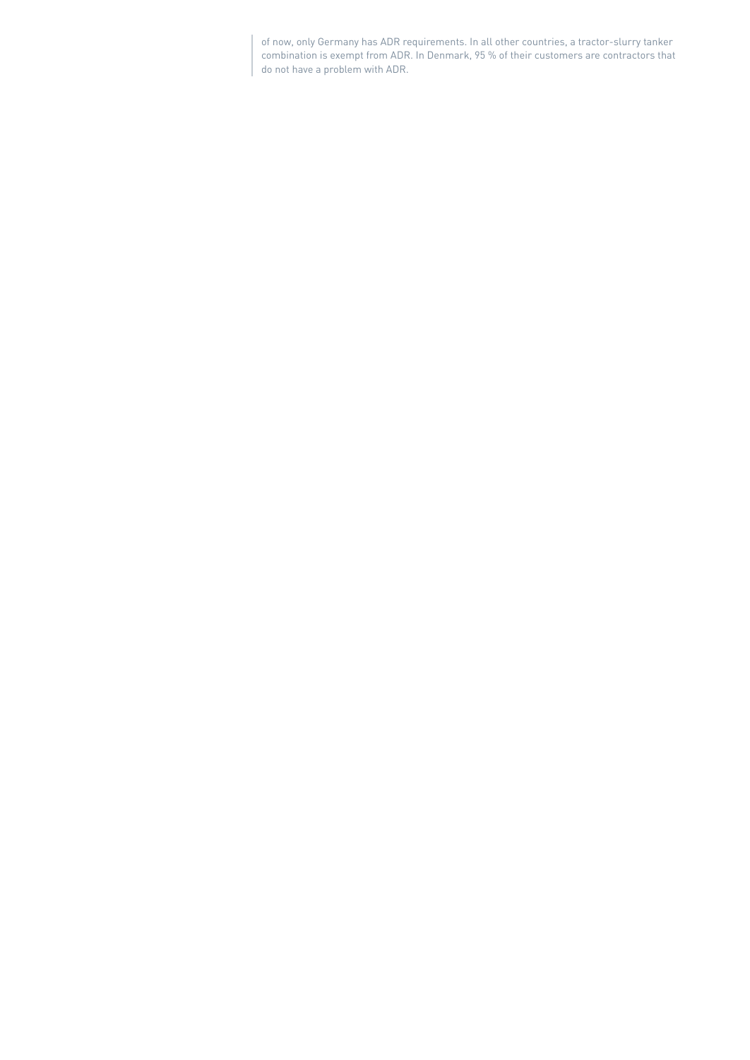of now, only Germany has ADR requirements. In all other countries, a tractor-slurry tanker combination is exempt from ADR. In Denmark, 95 % of their customers are contractors that do not have a problem with ADR.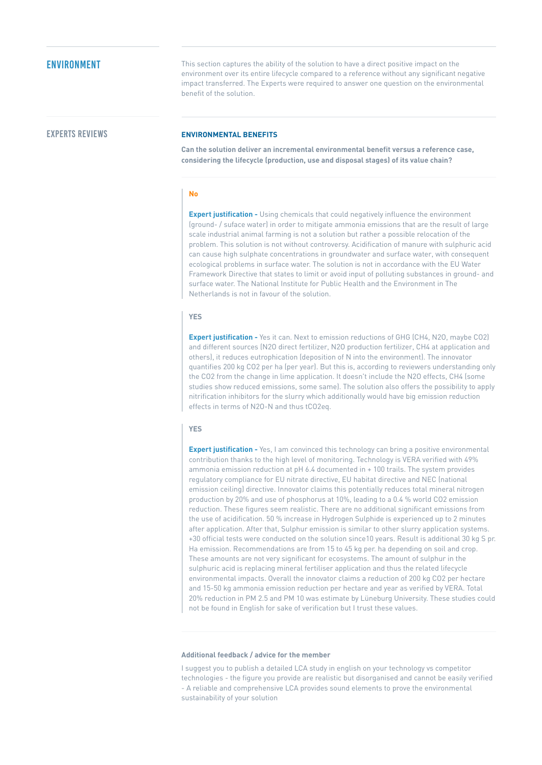## ENVIRONMENT

This section captures the ability of the solution to have a direct positive impact on the environment over its entire lifecycle compared to a reference without any significant negative impact transferred. The Experts were required to answer one question on the environmental benefit of the solution.

### EXPERTS REVIEWS

#### ENVIRONMENTAL BENEFITS

**Can the solution deliver an incremental environmental benefit versus a reference case, considering the lifecycle (production, use and disposal stages) of its value chain?**

**No**

**Expert justification -** Using chemicals that could negatively influence the environment (ground- / suface water) in order to mitigate ammonia emissions that are the result of large scale industrial animal farming is not a solution but rather a possible relocation of the problem. This solution is not without controversy. Acidification of manure with sulphuric acid can cause high sulphate concentrations in groundwater and surface water, with consequent ecological problems in surface water. The solution is not in accordance with the EU Water Framework Directive that states to limit or avoid input of polluting substances in ground- and surface water. The National Institute for Public Health and the Environment in The Netherlands is not in favour of the solution.

**YES**

**Expert justification -** Yes it can. Next to emission reductions of GHG ($CH_4$, $N_2O$, maybe $CO_2$) and different sources ($N_2O$ direct fertilizer, $N_2O$ production fertilizer, $CH_4$ at application and others), it reduces eutrophication (deposition of N into the environment). The innovator quantifies 200 kg $CO_2$ per ha (per year). But this is, according to reviewers understanding only the $CO_2$ from the change in lime application. It doesn't include the $N_2O$ effects, $CH_4$ (some studies show reduced emissions, some same). The solution also offers the possibility to apply nitrification inhibitors for the slurry which additionally would have big emission reduction effects in terms of $N_2O$-N and thus $tCO_2eq$.

**YES**

**Expert justification -** Yes, I am convinced this technology can bring a positive environmental contribution thanks to the high level of monitoring. Technology is VERA verified with 49% ammonia emission reduction at pH 6.4 documented in + 100 trails. The system provides regulatory compliance for EU nitrate directive, EU habitat directive and NEC (national emission ceiling) directive. Innovator claims this potentially reduces total mineral nitrogen production by 20% and use of phosphorus at 10%, leading to a 0.4 % world $CO_2$ emission reduction. These figures seem realistic. There are no additional significant emissions from the use of acidification. 50 % increase in Hydrogen Sulphide is experienced up to 2 minutes after application. After that, Sulphur emission is similar to other slurry application systems. +30 official tests were conducted on the solution since10 years. Result is additional 30 kg S pr. Ha emission. Recommendations are from 15 to 45 kg per. ha depending on soil and crop. These amounts are not very significant for ecosystems. The amount of sulphur in the sulphuric acid is replacing mineral fertiliser application and thus the related lifecycle environmental impacts. Overall the innovator claims a reduction of 200 kg $CO_2$ per hectare and 15-50 kg ammonia emission reduction per hectare and year as verified by VERA. Total 20% reduction in PM 2.5 and PM 10 was estimate by Lüneburg University. These studies could not be found in English for sake of verification but I trust these values.

**Additional feedback / advice for the member**

I suggest you to publish a detailed LCA study in english on your technology vs competitor technologies - the figure you provide are realistic but disorganised and cannot be easily verified - A reliable and comprehensive LCA provides sound elements to prove the environmental sustainability of your solution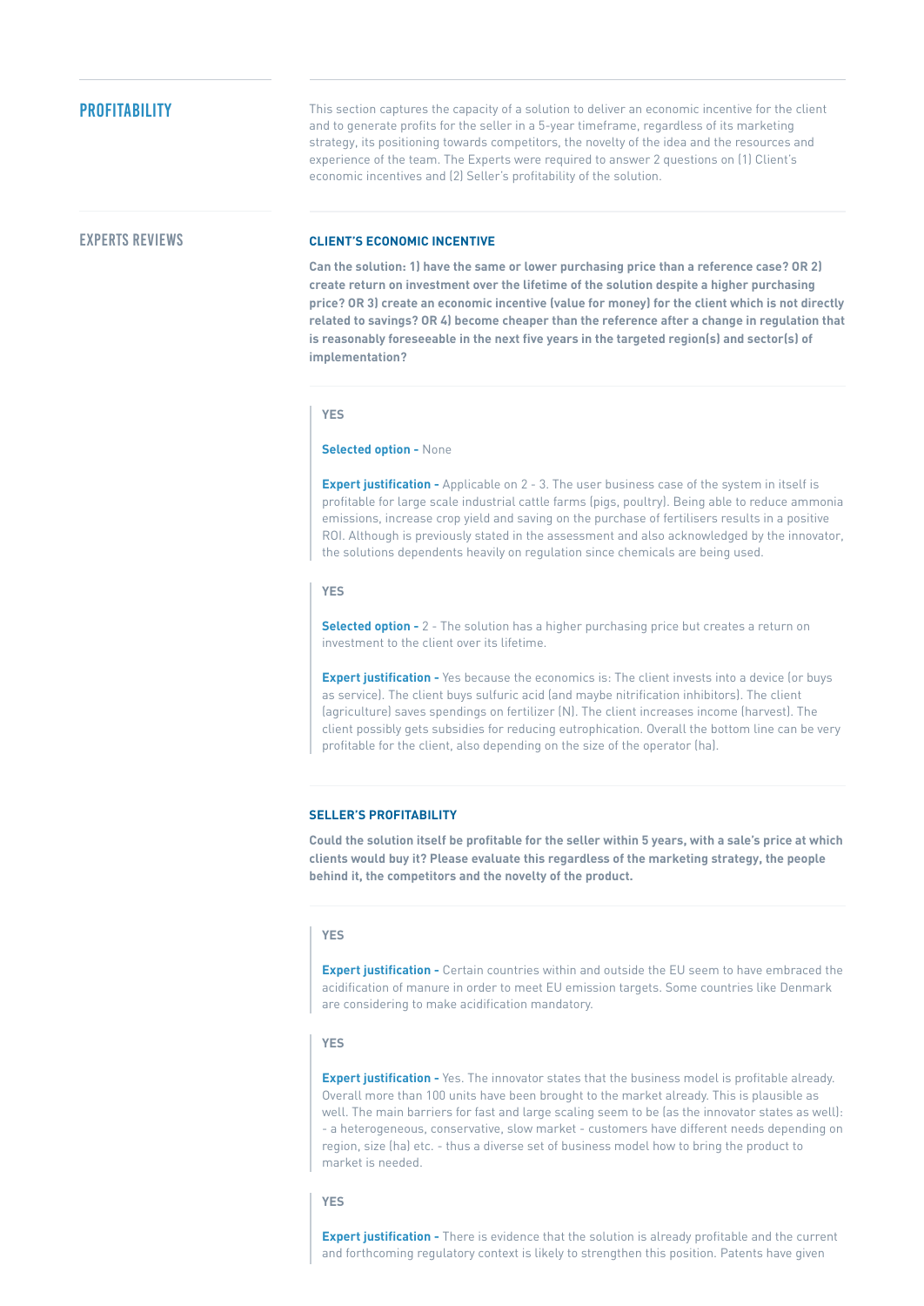## PROFITABILITY

This section captures the capacity of a solution to deliver an economic incentive for the client and to generate profits for the seller in a 5-year timeframe, regardless of its marketing strategy, its positioning towards competitors, the novelty of the idea and the resources and experience of the team. The Experts were required to answer 2 questions on (1) Client's economic incentives and (2) Seller's profitability of the solution.

## EXPERTS REVIEWS

### CLIENT'S ECONOMIC INCENTIVE

**Can the solution: 1) have the same or lower purchasing price than a reference case? OR 2) create return on investment over the lifetime of the solution despite a higher purchasing price? OR 3) create an economic incentive (value for money) for the client which is not directly related to savings? OR 4) become cheaper than the reference after a change in regulation that is reasonably foreseeable in the next five years in the targeted region(s) and sector(s) of implementation?**

**YES**

**Selected option -** None

**Expert justification -** Applicable on 2 - 3. The user business case of the system in itself is profitable for large scale industrial cattle farms (pigs, poultry). Being able to reduce ammonia emissions, increase crop yield and saving on the purchase of fertilisers results in a positive ROI. Although is previously stated in the assessment and also acknowledged by the innovator, the solutions dependents heavily on regulation since chemicals are being used.

**YES**

**Selected option -** 2 - The solution has a higher purchasing price but creates a return on investment to the client over its lifetime.

**Expert justification -** Yes because the economics is: The client invests into a device (or buys as service). The client buys sulfuric acid (and maybe nitrification inhibitors). The client (agriculture) saves spendings on fertilizer (N). The client increases income (harvest). The client possibly gets subsidies for reducing eutrophication. Overall the bottom line can be very profitable for the client, also depending on the size of the operator (ha).

### SELLER'S PROFITABILITY

**Could the solution itself be profitable for the seller within 5 years, with a sale's price at which clients would buy it? Please evaluate this regardless of the marketing strategy, the people behind it, the competitors and the novelty of the product.**

**YES**

**Expert justification -** Certain countries within and outside the EU seem to have embraced the acidification of manure in order to meet EU emission targets. Some countries like Denmark are considering to make acidification mandatory.

**YES**

**Expert justification -** Yes. The innovator states that the business model is profitable already. Overall more than 100 units have been brought to the market already. This is plausible as well. The main barriers for fast and large scaling seem to be (as the innovator states as well):
- a heterogeneous, conservative, slow market - customers have different needs depending on region, size (ha) etc. - thus a diverse set of business model how to bring the product to market is needed.

**YES**

**Expert justification -** There is evidence that the solution is already profitable and the current and forthcoming regulatory context is likely to strengthen this position. Patents have given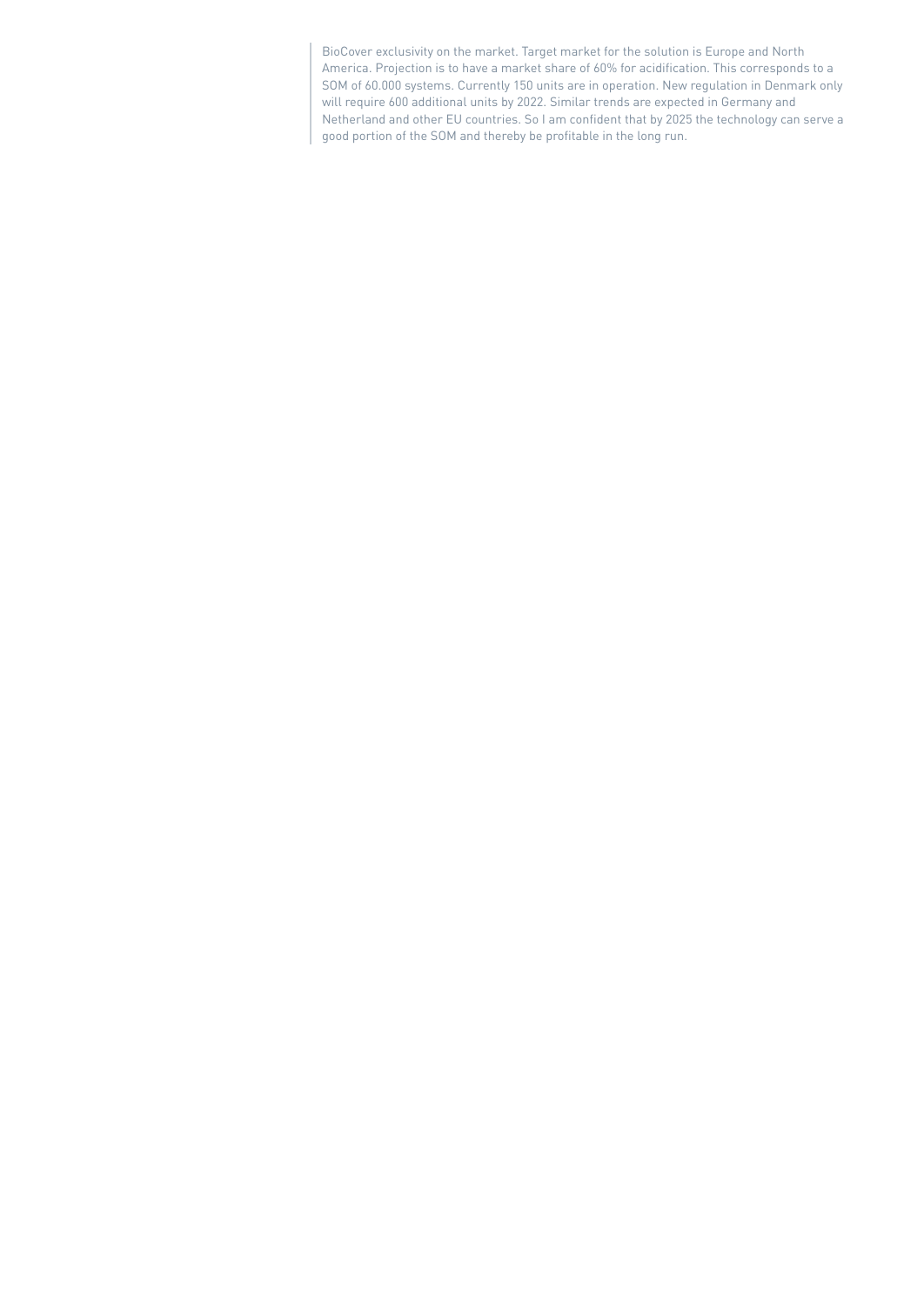BioCover exclusivity on the market. Target market for the solution is Europe and North America. Projection is to have a market share of 60% for acidification. This corresponds to a SOM of 60.000 systems. Currently 150 units are in operation. New regulation in Denmark only will require 600 additional units by 2022. Similar trends are expected in Germany and Netherland and other EU countries. So I am confident that by 2025 the technology can serve a good portion of the SOM and thereby be profitable in the long run.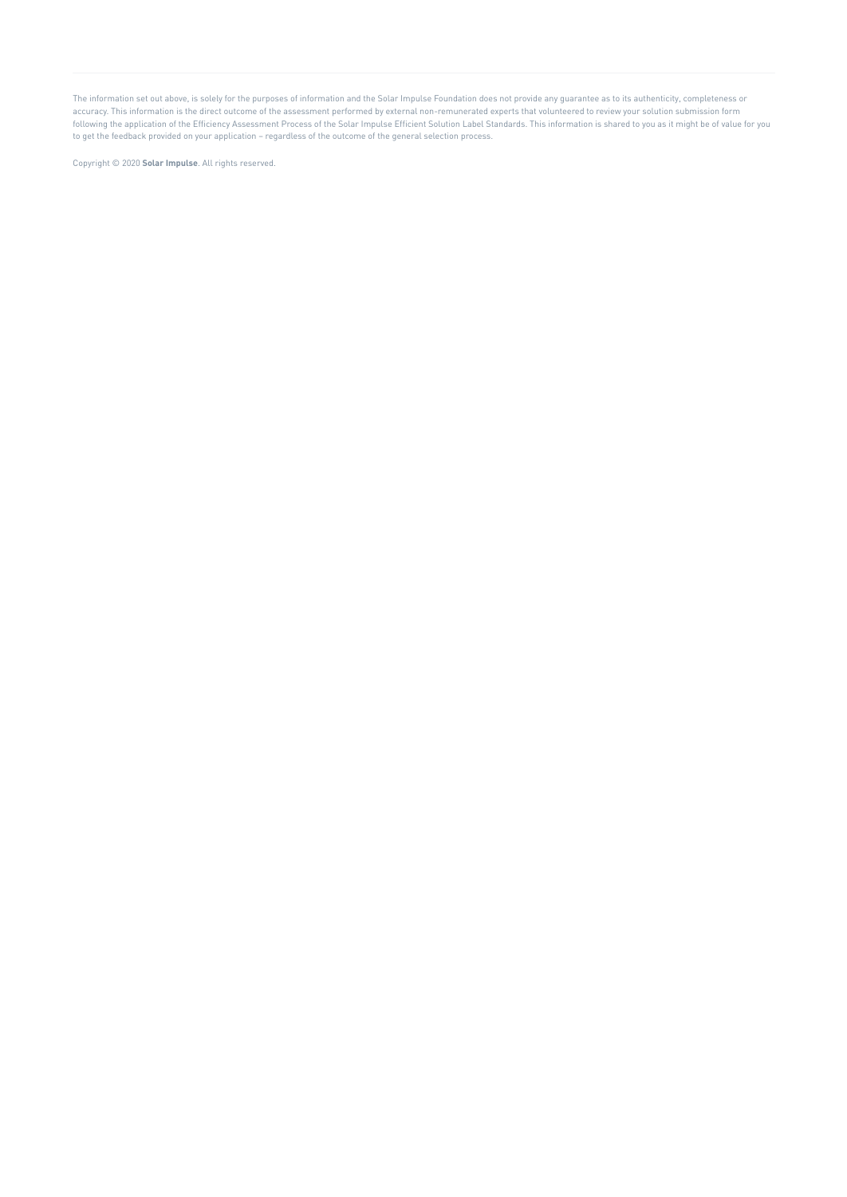The information set out above, is solely for the purposes of information and the Solar Impulse Foundation does not provide any guarantee as to its authenticity, completeness or accuracy. This information is the direct outcome of the assessment performed by external non-remunerated experts that volunteered to review your solution submission form following the application of the Efficiency Assessment Process of the Solar Impulse Efficient Solution Label Standards. This information is shared to you as it might be of value for you to get the feedback provided on your application – regardless of the outcome of the general selection process.

Copyright © 2020 **Solar Impulse**. All rights reserved.